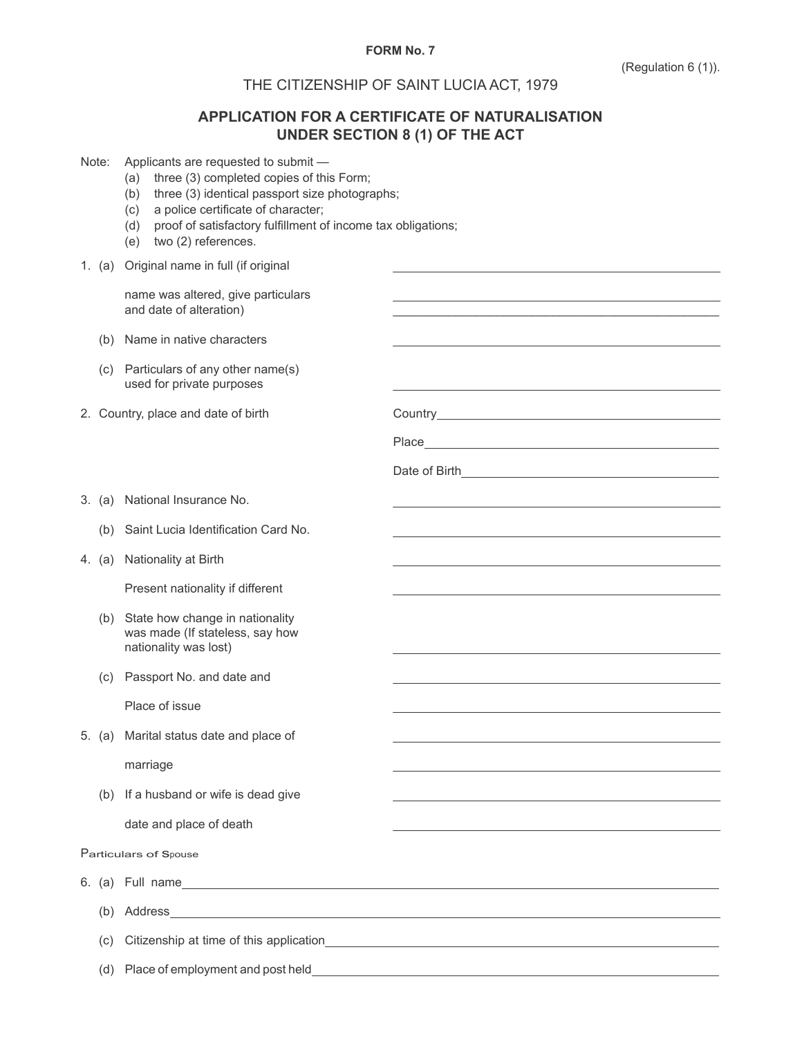**FORM No. 7**

(Regulation 6 (1)).

THE CITIZENSHIP OF SAINT LUCIA ACT, 1979

## APPLICATION FOR A CERTIFICATE OF NATURALISATION UNDER SECTION 8 (1) OF THE ACT

Note: Applicants are requested to submit —

- (a) three (3) completed copies of this Form;
- (b) three (3) identical passport size photographs;
- (c) a police certificate of character;
- (d) proof of satisfactory fulfillment of income tax obligations;
- (e) two (2) references.

1. (a) Original name in full (if original name was altered, give particulars and date of alteration) ____________________

   (b) Name in native characters ____________________

   (c) Particulars of any other name(s) used for private purposes ____________________

2. Country, place and date of birth
   Country ____________________
   Place ____________________
   Date of Birth ____________________

3. (a) National Insurance No. ____________________

   (b) Saint Lucia Identification Card No. ____________________

4. (a) Nationality at Birth ____________________

   Present nationality if different ____________________

   (b) State how change in nationality was made (If stateless, say how nationality was lost) ____________________

   (c) Passport No. and date and ____________________

   Place of issue ____________________

5. (a) Marital status date and place of ____________________

   marriage ____________________

   (b) If a husband or wife is dead give ____________________

   date and place of death ____________________

Particulars of Spouse

6. (a) Full name ____________________

   (b) Address ____________________

   (c) Citizenship at time of this application ____________________

   (d) Place of employment and post held ____________________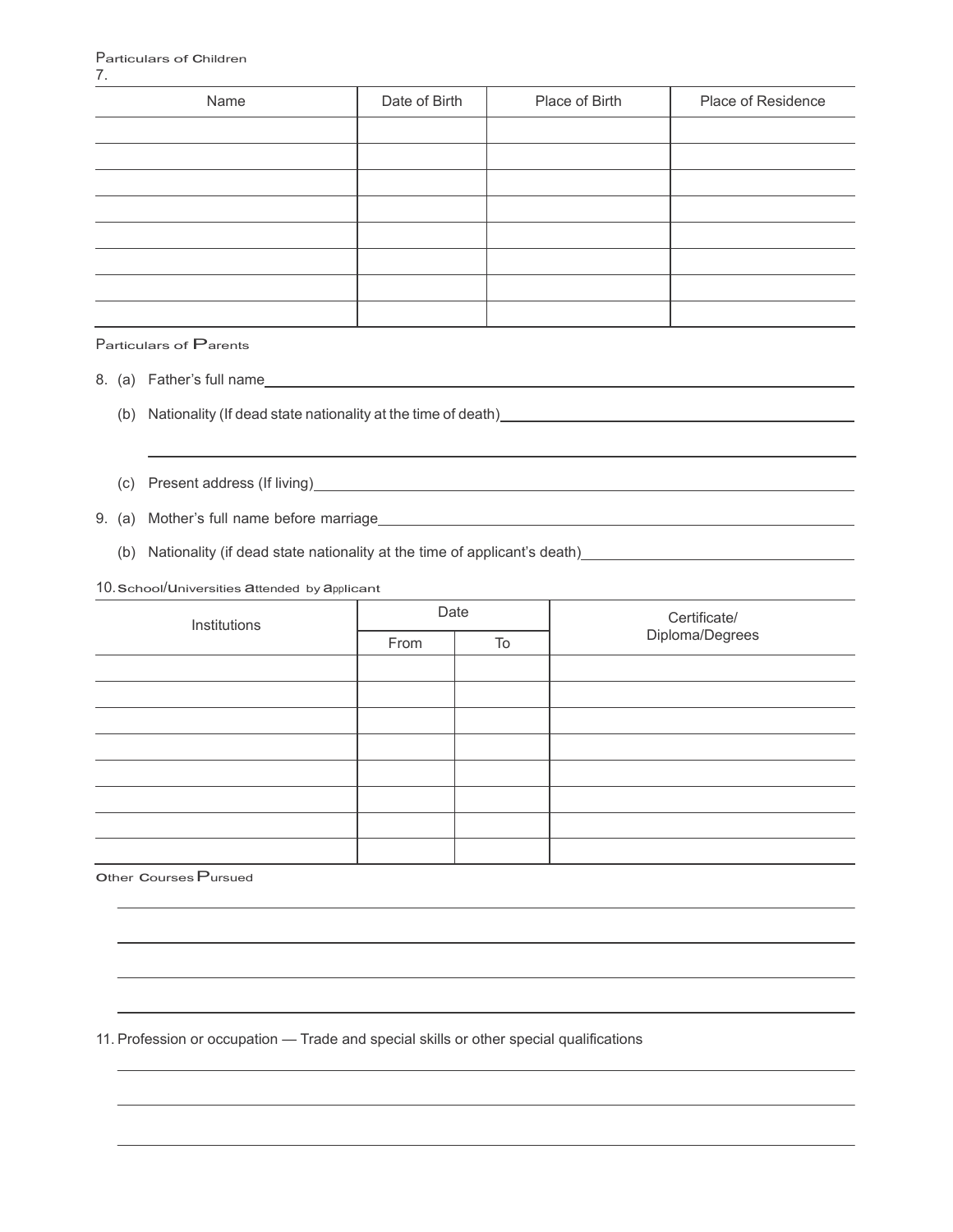Particulars of Children

7.

| Name | Date of Birth | Place of Birth | Place of Residence |
|---|---|---|---|
| | | | |
| | | | |
| | | | |
| | | | |
| | | | |
| | | | |
| | | | |
| | | | |

Particulars of Parents

8. (a) Father's full name ______________________________

   (b) Nationality (If dead state nationality at the time of death) ______________________________

   ______________________________

   (c) Present address (If living) ______________________________

9. (a) Mother's full name before marriage ______________________________

   (b) Nationality (if dead state nationality at the time of applicant's death) ______________________________

10. School/Universities attended by applicant

| Institutions | Date | | Certificate/ Diploma/Degrees |
|---|---|---|---|
| | From | To | |
| | | | |
| | | | |
| | | | |
| | | | |
| | | | |
| | | | |
| | | | |
| | | | |

Other Courses Pursued

______________________________

______________________________

______________________________

______________________________

11. Profession or occupation — Trade and special skills or other special qualifications

______________________________

______________________________

______________________________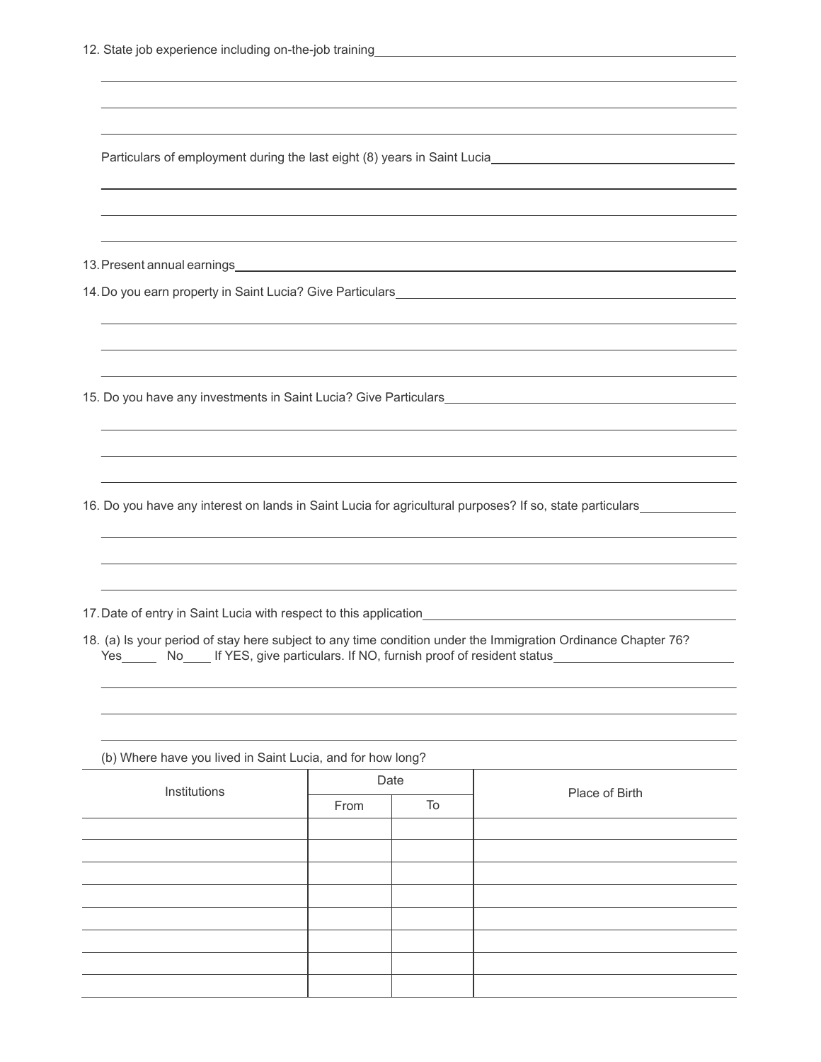12. State job experience including on-the-job training

Particulars of employment during the last eight (8) years in Saint Lucia

13. Present annual earnings

14. Do you earn property in Saint Lucia? Give Particulars

15. Do you have any investments in Saint Lucia? Give Particulars

16. Do you have any interest on lands in Saint Lucia for agricultural purposes? If so, state particulars

17. Date of entry in Saint Lucia with respect to this application

18. (a) Is your period of stay here subject to any time condition under the Immigration Ordinance Chapter 76?
Yes_____ No____ If YES, give particulars. If NO, furnish proof of resident status

(b) Where have you lived in Saint Lucia, and for how long?

| Institutions | Date | | Place of Birth |
|---|---|---|---|
| | From | To | |
| | | | |
| | | | |
| | | | |
| | | | |
| | | | |
| | | | |
| | | | |
| | | | |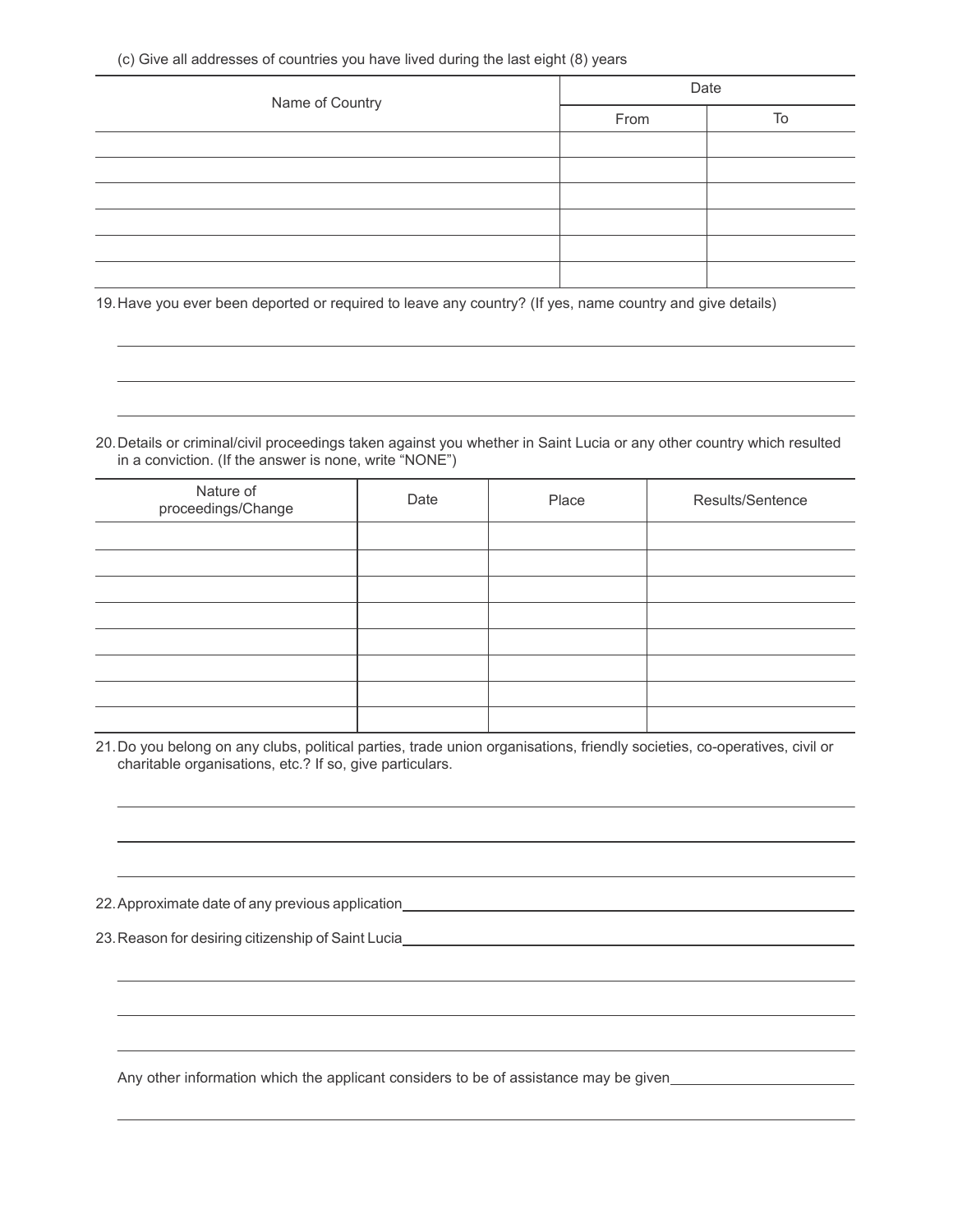(c) Give all addresses of countries you have lived during the last eight (8) years

| Name of Country | Date | |
|---|---|---|
| | From | To |
| | | |
| | | |
| | | |
| | | |
| | | |
| | | |

19. Have you ever been deported or required to leave any country? (If yes, name country and give details)

\_\_\_\_\_\_\_\_\_\_\_\_\_\_\_\_\_\_\_\_\_\_\_\_\_\_\_\_\_\_\_\_\_\_\_\_\_\_\_\_\_\_\_\_

\_\_\_\_\_\_\_\_\_\_\_\_\_\_\_\_\_\_\_\_\_\_\_\_\_\_\_\_\_\_\_\_\_\_\_\_\_\_\_\_\_\_\_\_

\_\_\_\_\_\_\_\_\_\_\_\_\_\_\_\_\_\_\_\_\_\_\_\_\_\_\_\_\_\_\_\_\_\_\_\_\_\_\_\_\_\_\_\_

20. Details or criminal/civil proceedings taken against you whether in Saint Lucia or any other country which resulted in a conviction. (If the answer is none, write "NONE")

| Nature of proceedings/Change | Date | Place | Results/Sentence |
|---|---|---|---|
| | | | |
| | | | |
| | | | |
| | | | |
| | | | |
| | | | |
| | | | |
| | | | |

21. Do you belong on any clubs, political parties, trade union organisations, friendly societies, co-operatives, civil or charitable organisations, etc.? If so, give particulars.

\_\_\_\_\_\_\_\_\_\_\_\_\_\_\_\_\_\_\_\_\_\_\_\_\_\_\_\_\_\_\_\_\_\_\_\_\_\_\_\_\_\_\_\_

\_\_\_\_\_\_\_\_\_\_\_\_\_\_\_\_\_\_\_\_\_\_\_\_\_\_\_\_\_\_\_\_\_\_\_\_\_\_\_\_\_\_\_\_

\_\_\_\_\_\_\_\_\_\_\_\_\_\_\_\_\_\_\_\_\_\_\_\_\_\_\_\_\_\_\_\_\_\_\_\_\_\_\_\_\_\_\_\_

22. Approximate date of any previous application \_\_\_\_\_\_\_\_\_\_\_\_\_\_\_\_\_\_\_\_\_\_\_\_\_\_\_\_\_\_\_\_

23. Reason for desiring citizenship of Saint Lucia \_\_\_\_\_\_\_\_\_\_\_\_\_\_\_\_\_\_\_\_\_\_\_\_\_\_\_\_\_\_\_\_

\_\_\_\_\_\_\_\_\_\_\_\_\_\_\_\_\_\_\_\_\_\_\_\_\_\_\_\_\_\_\_\_\_\_\_\_\_\_\_\_\_\_\_\_

\_\_\_\_\_\_\_\_\_\_\_\_\_\_\_\_\_\_\_\_\_\_\_\_\_\_\_\_\_\_\_\_\_\_\_\_\_\_\_\_\_\_\_\_

\_\_\_\_\_\_\_\_\_\_\_\_\_\_\_\_\_\_\_\_\_\_\_\_\_\_\_\_\_\_\_\_\_\_\_\_\_\_\_\_\_\_\_\_

Any other information which the applicant considers to be of assistance may be given \_\_\_\_\_\_\_\_\_\_\_\_\_\_\_\_\_\_\_\_

\_\_\_\_\_\_\_\_\_\_\_\_\_\_\_\_\_\_\_\_\_\_\_\_\_\_\_\_\_\_\_\_\_\_\_\_\_\_\_\_\_\_\_\_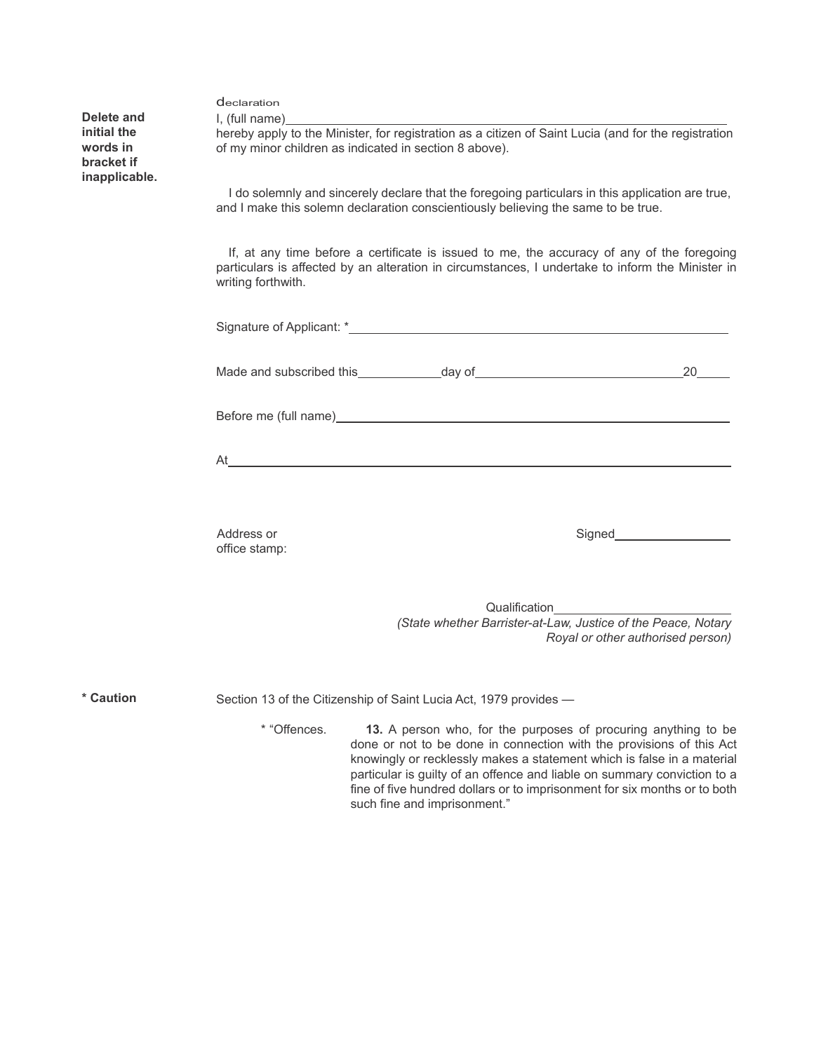## Declaration

*Delete and initial the words in bracket if inapplicable.*

I, (full name)\_\_\_\_\_\_\_\_\_\_\_\_\_\_\_\_\_\_\_\_\_\_\_\_\_\_\_\_\_\_\_\_\_\_\_\_\_\_\_\_\_\_\_\_\_\_\_\_\_\_\_\_\_\_
hereby apply to the Minister, for registration as a citizen of Saint Lucia (and for the registration of my minor children as indicated in section 8 above).

I do solemnly and sincerely declare that the foregoing particulars in this application are true, and I make this solemn declaration conscientiously believing the same to be true.

If, at any time before a certificate is issued to me, the accuracy of any of the foregoing particulars is affected by an alteration in circumstances, I undertake to inform the Minister in writing forthwith.

Signature of Applicant: *\_\_\_\_\_\_\_\_\_\_\_\_\_\_\_\_\_\_\_\_\_\_\_\_\_\_\_\_\_\_\_\_\_\_\_\_\_\_\_\_\_\_\_\_\_\_\_\_\_\_

Made and subscribed this\_\_\_\_\_\_\_\_\_\_\_\_day of\_\_\_\_\_\_\_\_\_\_\_\_\_\_\_\_\_\_\_\_\_\_\_\_\_\_\_\_\_\_20\_\_\_\_\_

Before me (full name)\_\_\_\_\_\_\_\_\_\_\_\_\_\_\_\_\_\_\_\_\_\_\_\_\_\_\_\_\_\_\_\_\_\_\_\_\_\_\_\_\_\_\_\_\_\_\_\_\_\_\_\_\_\_\_\_

At\_\_\_\_\_\_\_\_\_\_\_\_\_\_\_\_\_\_\_\_\_\_\_\_\_\_\_\_\_\_\_\_\_\_\_\_\_\_\_\_\_\_\_\_\_\_\_\_\_\_\_\_\_\_\_\_\_\_\_\_\_\_\_\_\_\_\_\_\_\_\_\_

Address or office stamp:

Signed\_\_\_\_\_\_\_\_\_\_\_\_\_\_\_\_\_\_

Qualification\_\_\_\_\_\_\_\_\_\_\_\_\_\_\_\_\_\_\_\_\_\_\_\_\_\_
*(State whether Barrister-at-Law, Justice of the Peace, Notary Royal or other authorised person)*

**\* Caution**

Section 13 of the Citizenship of Saint Lucia Act, 1979 provides —

\* "Offences. **13.** A person who, for the purposes of procuring anything to be done or not to be done in connection with the provisions of this Act knowingly or recklessly makes a statement which is false in a material particular is guilty of an offence and liable on summary conviction to a fine of five hundred dollars or to imprisonment for six months or to both such fine and imprisonment."